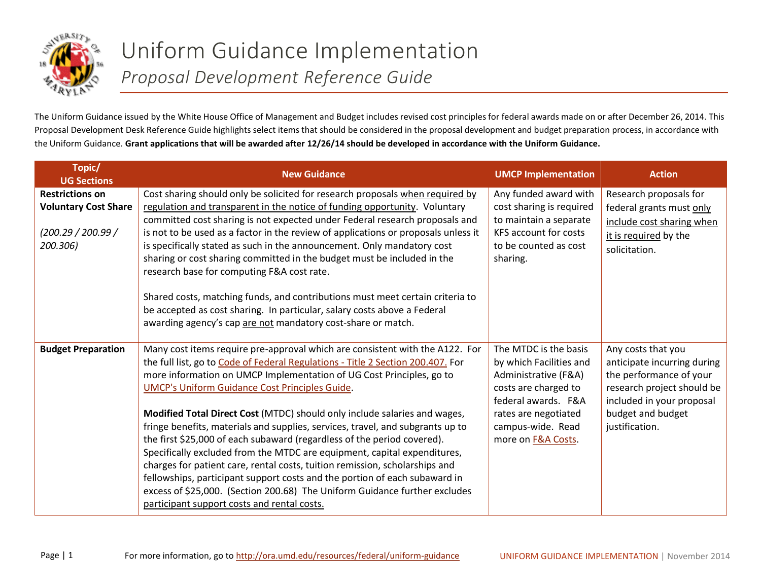# Uniform Guidance Implementation

## *Proposal Development Reference Guide*

The Uniform Guidance issued by the White House Office of Management and Budget includes revised cost principles for federal awards made on or after December 26, 2014. This Proposal Development Desk Reference Guide highlights select items that should be considered in the proposal development and budget preparation process, in accordance with the Uniform Guidance. **Grant applications that will be awarded after 12/26/14 should be developed in accordance with the Uniform Guidance.**

| Topic/ UG Sections | New Guidance | UMCP Implementation | Action |
|---|---|---|---|
| **Restrictions on Voluntary Cost Share** <br><br> *(200.29 / 200.99 / 200.306)* | Cost sharing should only be solicited for research proposals when required by regulation and transparent in the notice of funding opportunity. Voluntary committed cost sharing is not expected under Federal research proposals and is not to be used as a factor in the review of applications or proposals unless it is specifically stated as such in the announcement. Only mandatory cost sharing or cost sharing committed in the budget must be included in the research base for computing F&A cost rate. <br><br> Shared costs, matching funds, and contributions must meet certain criteria to be accepted as cost sharing. In particular, salary costs above a Federal awarding agency's cap are not mandatory cost-share or match. | Any funded award with cost sharing is required to maintain a separate KFS account for costs to be counted as cost sharing. | Research proposals for federal grants must only include cost sharing when it is required by the solicitation. |
| **Budget Preparation** | Many cost items require pre-approval which are consistent with the A122. For the full list, go to Code of Federal Regulations - Title 2 Section 200.407. For more information on UMCP Implementation of UG Cost Principles, go to UMCP's Uniform Guidance Cost Principles Guide. <br><br> **Modified Total Direct Cost** (MTDC) should only include salaries and wages, fringe benefits, materials and supplies, services, travel, and subgrants up to the first $25,000 of each subaward (regardless of the period covered). Specifically excluded from the MTDC are equipment, capital expenditures, charges for patient care, rental costs, tuition remission, scholarships and fellowships, participant support costs and the portion of each subaward in excess of $25,000. (Section 200.68) The Uniform Guidance further excludes participant support costs and rental costs. | The MTDC is the basis by which Facilities and Administrative (F&A) costs are charged to federal awards. F&A rates are negotiated campus-wide. Read more on F&A Costs. | Any costs that you anticipate incurring during the performance of your research project should be included in your proposal budget and budget justification. |

For more information, go to http://ora.umd.edu/resources/federal/uniform-guidance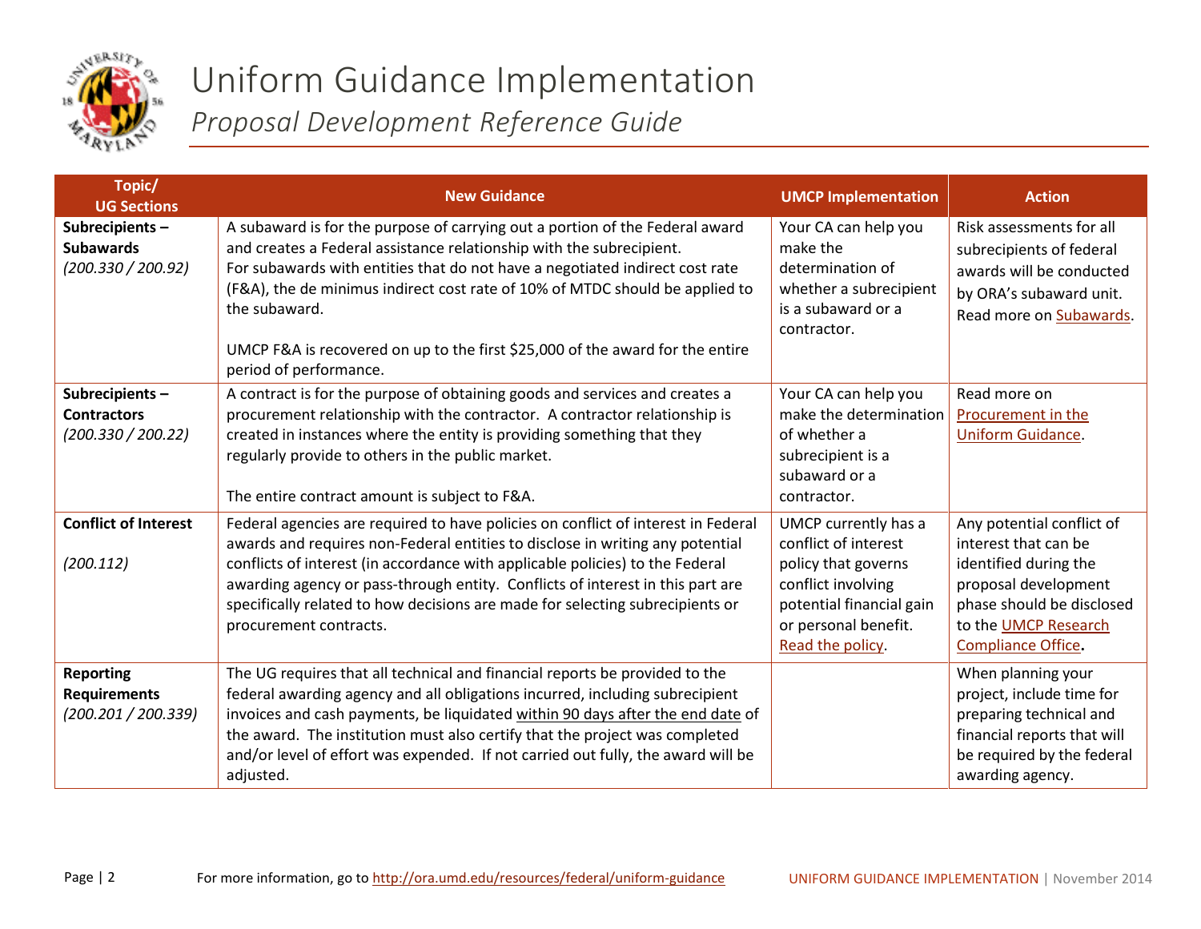# Uniform Guidance Implementation

*Proposal Development Reference Guide*

| Topic/ UG Sections | New Guidance | UMCP Implementation | Action |
|---|---|---|---|
| **Subrecipients – Subawards** *(200.330 / 200.92)* | A subaward is for the purpose of carrying out a portion of the Federal award and creates a Federal assistance relationship with the subrecipient. For subawards with entities that do not have a negotiated indirect cost rate (F&A), the de minimus indirect cost rate of 10% of MTDC should be applied to the subaward.<br><br>UMCP F&A is recovered on up to the first $25,000 of the award for the entire period of performance. | Your CA can help you make the determination of whether a subrecipient is a subaward or a contractor. | Risk assessments for all subrecipients of federal awards will be conducted by ORA's subaward unit. Read more on Subawards. |
| **Subrecipients – Contractors** *(200.330 / 200.22)* | A contract is for the purpose of obtaining goods and services and creates a procurement relationship with the contractor. A contractor relationship is created in instances where the entity is providing something that they regularly provide to others in the public market.<br><br>The entire contract amount is subject to F&A. | Your CA can help you make the determination of whether a subrecipient is a subaward or a contractor. | Read more on Procurement in the Uniform Guidance. |
| **Conflict of Interest** *(200.112)* | Federal agencies are required to have policies on conflict of interest in Federal awards and requires non-Federal entities to disclose in writing any potential conflicts of interest (in accordance with applicable policies) to the Federal awarding agency or pass-through entity. Conflicts of interest in this part are specifically related to how decisions are made for selecting subrecipients or procurement contracts. | UMCP currently has a conflict of interest policy that governs conflict involving potential financial gain or personal benefit. Read the policy. | Any potential conflict of interest that can be identified during the proposal development phase should be disclosed to the UMCP Research Compliance Office. |
| **Reporting Requirements** *(200.201 / 200.339)* | The UG requires that all technical and financial reports be provided to the federal awarding agency and all obligations incurred, including subrecipient invoices and cash payments, be liquidated within 90 days after the end date of the award. The institution must also certify that the project was completed and/or level of effort was expended. If not carried out fully, the award will be adjusted. | | When planning your project, include time for preparing technical and financial reports that will be required by the federal awarding agency. |

For more information, go to http://ora.umd.edu/resources/federal/uniform-guidance